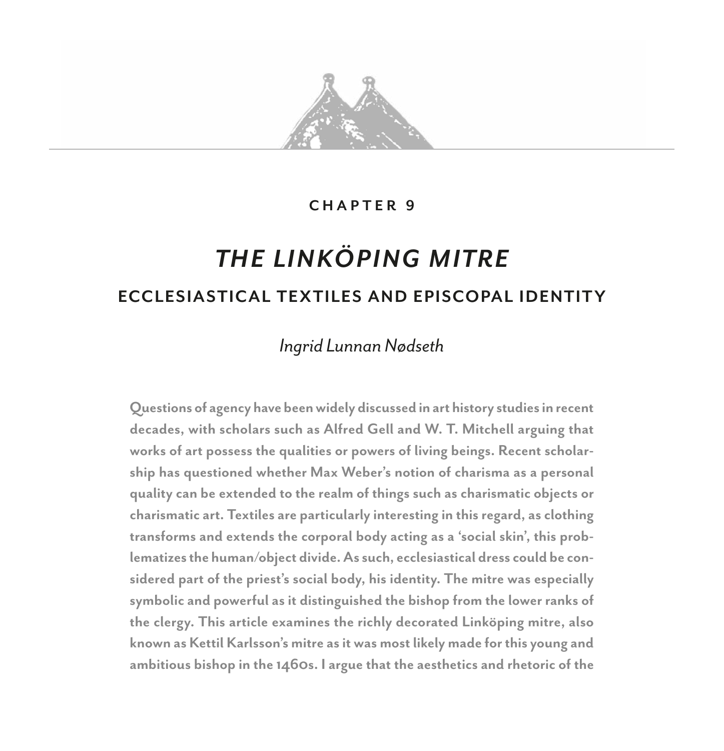CHAPTER 9

# *THE LINKÖPING MITRE*

## ECCLESIASTICAL TEXTILES AND EPISCOPAL IDENTITY

*Ingrid Lunnan Nødseth*

**Questions of agency have been widely discussed in art history studies in recent decades, with scholars such as Alfred Gell and W. T. Mitchell arguing that works of art possess the qualities or powers of living beings. Recent scholarship has questioned whether Max Weber's notion of charisma as a personal quality can be extended to the realm of things such as charismatic objects or charismatic art. Textiles are particularly interesting in this regard, as clothing transforms and extends the corporal body acting as a 'social skin', this problematizes the human/object divide. As such, ecclesiastical dress could be considered part of the priest's social body, his identity. The mitre was especially symbolic and powerful as it distinguished the bishop from the lower ranks of the clergy. This article examines the richly decorated Linköping mitre, also known as Kettil Karlsson's mitre as it was most likely made for this young and ambitious bishop in the 1460s. I argue that the aesthetics and rhetoric of the**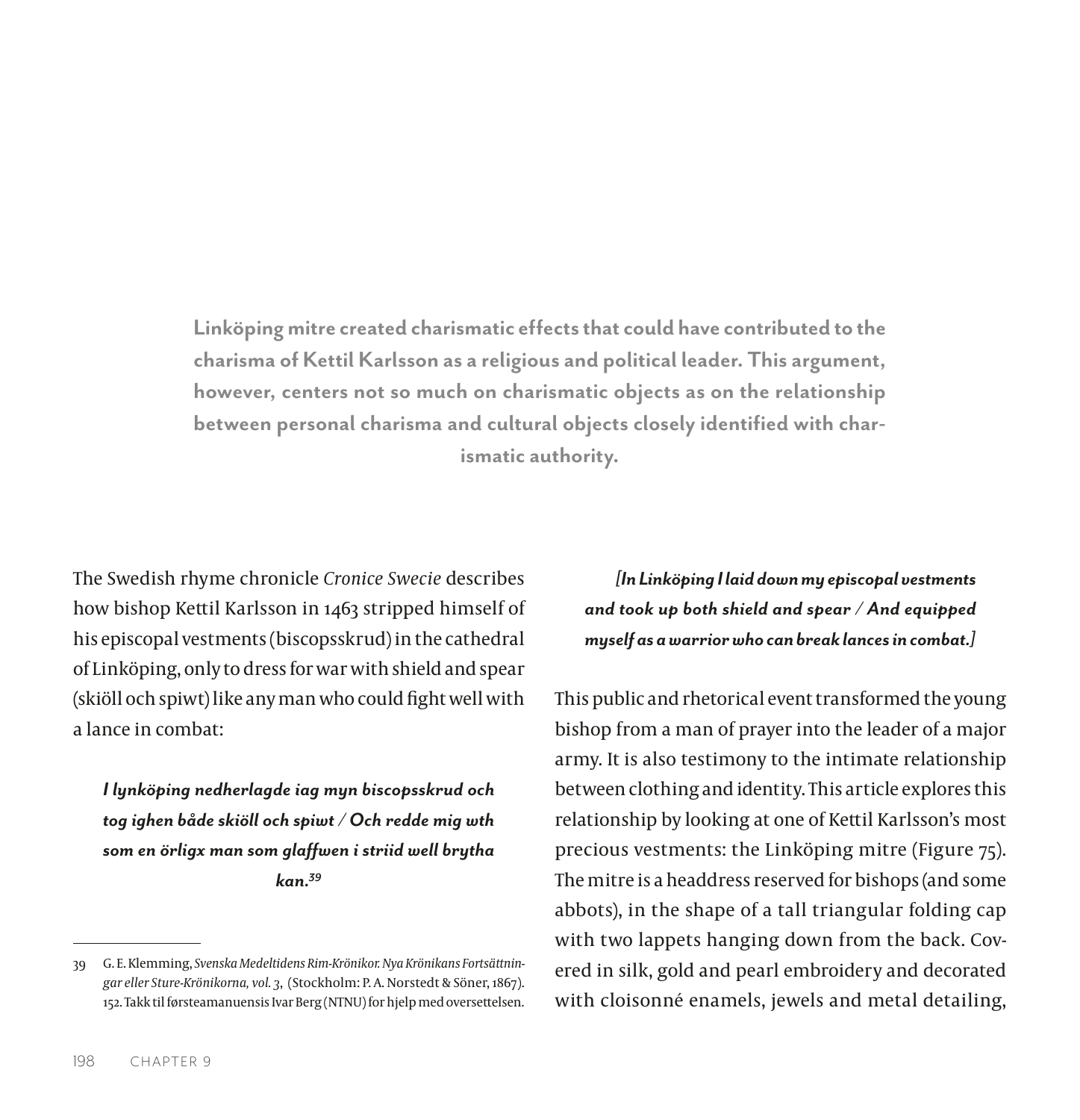**Linköping mitre created charismatic effects that could have contributed to the charisma of Kettil Karlsson as a religious and political leader. This argument, however, centers not so much on charismatic objects as on the relationship between personal charisma and cultural objects closely identified with charismatic authority.**

The Swedish rhyme chronicle *Cronice Swecie* describes how bishop Kettil Karlsson in 1463 stripped himself of his episcopal vestments (biscopsskrud) in the cathedral of Linköping, only to dress for war with shield and spear (skiöll och spiwt) like any man who could fight well with a lance in combat:

> ***I lynköping nedherlagde iag myn biscopsskrud och tog ighen både skiöll och spiwt / Och redde mig wth som en örligx man som glaffwen i striid well brytha kan.***[39]

> ***[In Linköping I laid down my episcopal vestments and took up both shield and spear / And equipped myself as a warrior who can break lances in combat.]***

This public and rhetorical event transformed the young bishop from a man of prayer into the leader of a major army. It is also testimony to the intimate relationship between clothing and identity. This article explores this relationship by looking at one of Kettil Karlsson's most precious vestments: the Linköping mitre (Figure 75). The mitre is a headdress reserved for bishops (and some abbots), in the shape of a tall triangular folding cap with two lappets hanging down from the back. Covered in silk, gold and pearl embroidery and decorated with cloisonné enamels, jewels and metal detailing,

---

39 G. E. Klemming, *Svenska Medeltidens Rim-Krönikor. Nya Krönikans Fortsättningar eller Sture-Krönikorna, vol. 3,* (Stockholm: P. A. Norstedt & Söner, 1867). 152. Takk til førsteamanuensis Ivar Berg (NTNU) for hjelp med oversettelsen.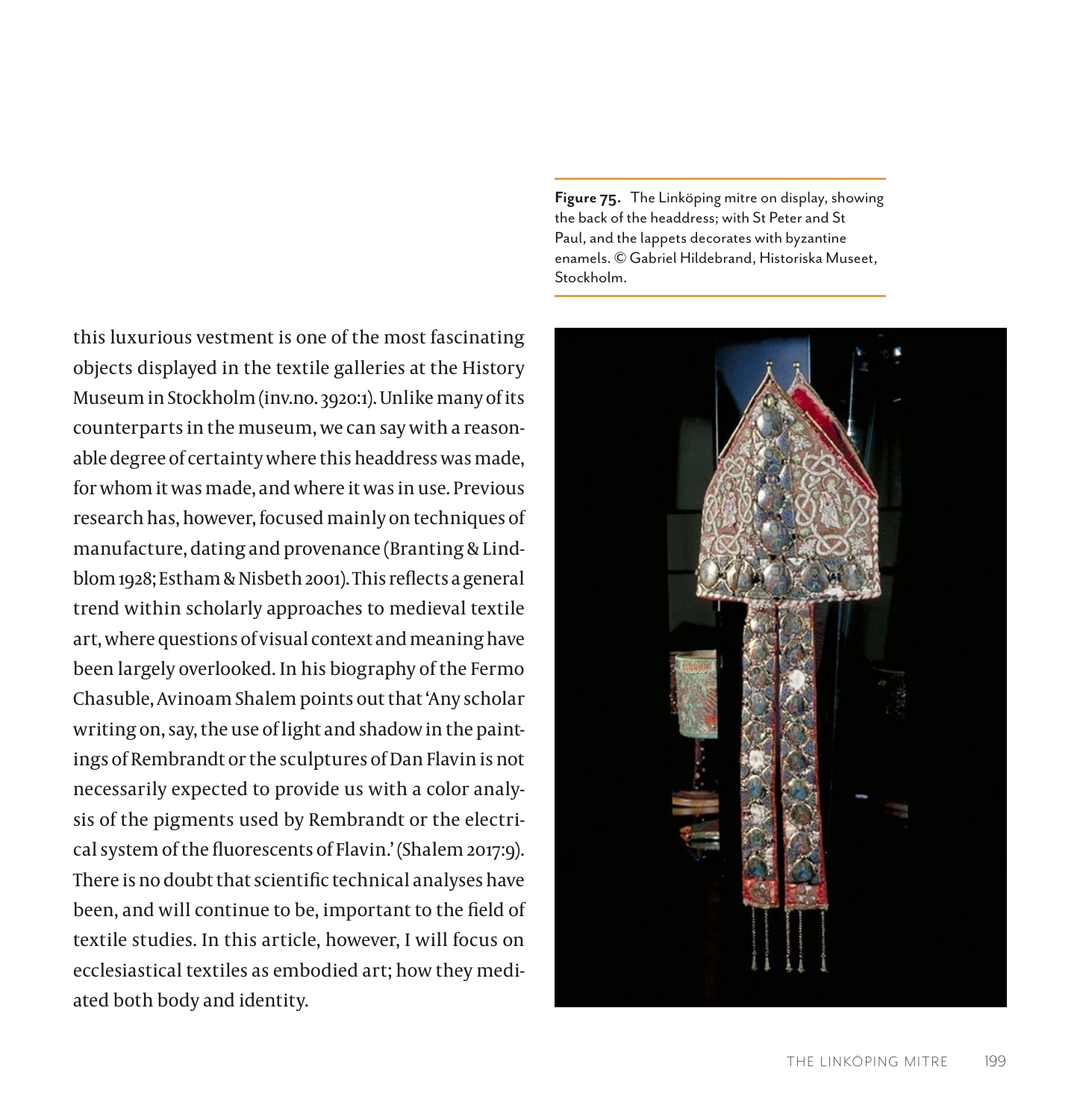Figure 75. The Linköping mitre on display, showing the back of the headdress; with St Peter and St Paul, and the lappets decorates with byzantine enamels. © Gabriel Hildebrand, Historiska Museet, Stockholm.

this luxurious vestment is one of the most fascinating objects displayed in the textile galleries at the History Museum in Stockholm (inv.no. 3920:1). Unlike many of its counterparts in the museum, we can say with a reasonable degree of certainty where this headdress was made, for whom it was made, and where it was in use. Previous research has, however, focused mainly on techniques of manufacture, dating and provenance (Branting & Lindblom 1928; Estham & Nisbeth 2001). This reflects a general trend within scholarly approaches to medieval textile art, where questions of visual context and meaning have been largely overlooked. In his biography of the Fermo Chasuble, Avinoam Shalem points out that 'Any scholar writing on, say, the use of light and shadow in the paintings of Rembrandt or the sculptures of Dan Flavin is not necessarily expected to provide us with a color analysis of the pigments used by Rembrandt or the electrical system of the fluorescents of Flavin.' (Shalem 2017:9). There is no doubt that scientific technical analyses have been, and will continue to be, important to the field of textile studies. In this article, however, I will focus on ecclesiastical textiles as embodied art; how they mediated both body and identity.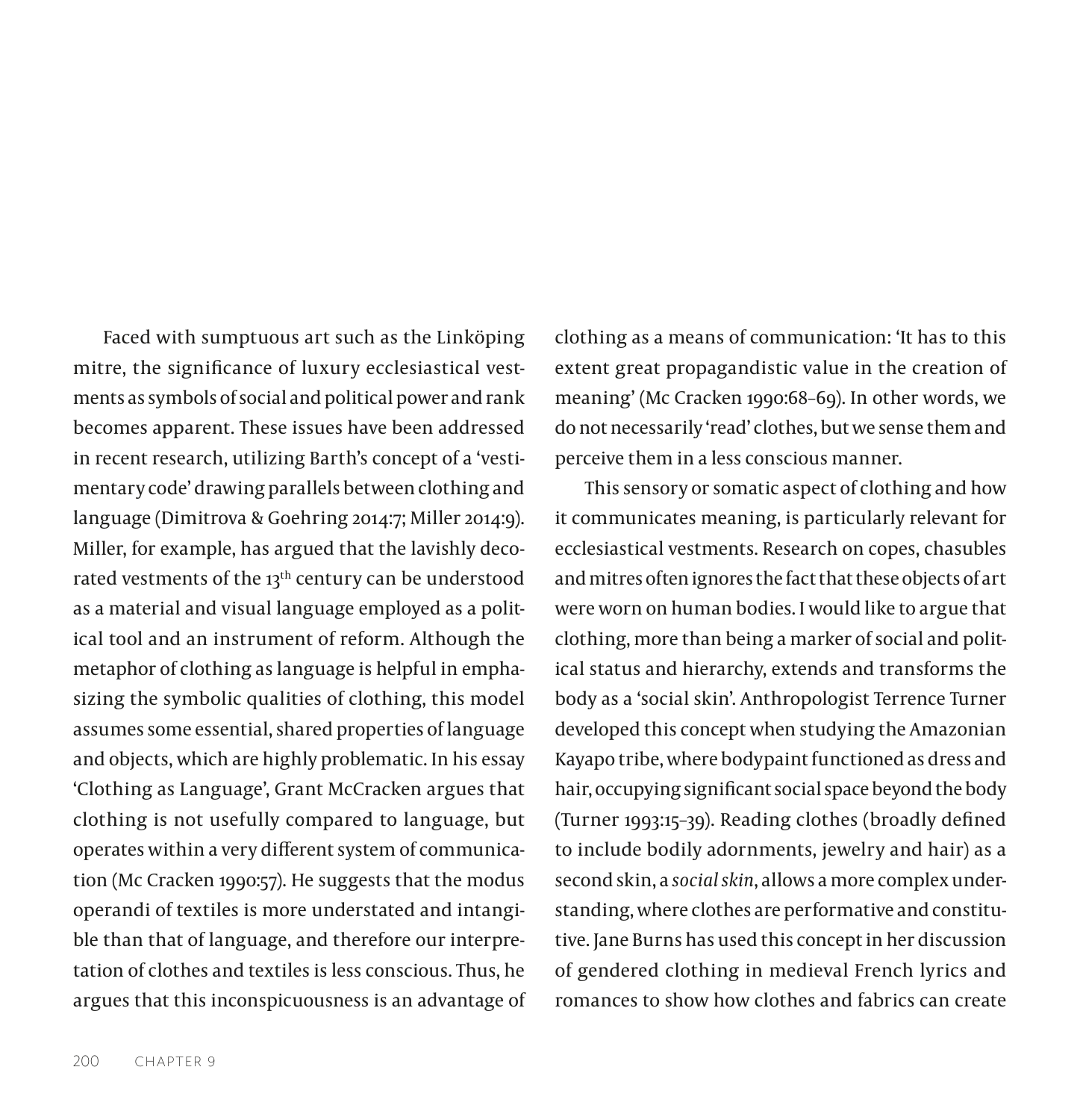Faced with sumptuous art such as the Linköping mitre, the significance of luxury ecclesiastical vestments as symbols of social and political power and rank becomes apparent. These issues have been addressed in recent research, utilizing Barth's concept of a 'vestimentary code' drawing parallels between clothing and language (Dimitrova & Goehring 2014:7; Miller 2014:9). Miller, for example, has argued that the lavishly decorated vestments of the 13th century can be understood as a material and visual language employed as a political tool and an instrument of reform. Although the metaphor of clothing as language is helpful in emphasizing the symbolic qualities of clothing, this model assumes some essential, shared properties of language and objects, which are highly problematic. In his essay 'Clothing as Language', Grant McCracken argues that clothing is not usefully compared to language, but operates within a very different system of communication (Mc Cracken 1990:57). He suggests that the modus operandi of textiles is more understated and intangible than that of language, and therefore our interpretation of clothes and textiles is less conscious. Thus, he argues that this inconspicuousness is an advantage of clothing as a means of communication: 'It has to this extent great propagandistic value in the creation of meaning' (Mc Cracken 1990:68–69). In other words, we do not necessarily 'read' clothes, but we sense them and perceive them in a less conscious manner.

This sensory or somatic aspect of clothing and how it communicates meaning, is particularly relevant for ecclesiastical vestments. Research on copes, chasubles and mitres often ignores the fact that these objects of art were worn on human bodies. I would like to argue that clothing, more than being a marker of social and political status and hierarchy, extends and transforms the body as a 'social skin'. Anthropologist Terrence Turner developed this concept when studying the Amazonian Kayapo tribe, where bodypaint functioned as dress and hair, occupying significant social space beyond the body (Turner 1993:15–39). Reading clothes (broadly defined to include bodily adornments, jewelry and hair) as a second skin, a *social skin*, allows a more complex understanding, where clothes are performative and constitutive. Jane Burns has used this concept in her discussion of gendered clothing in medieval French lyrics and romances to show how clothes and fabrics can create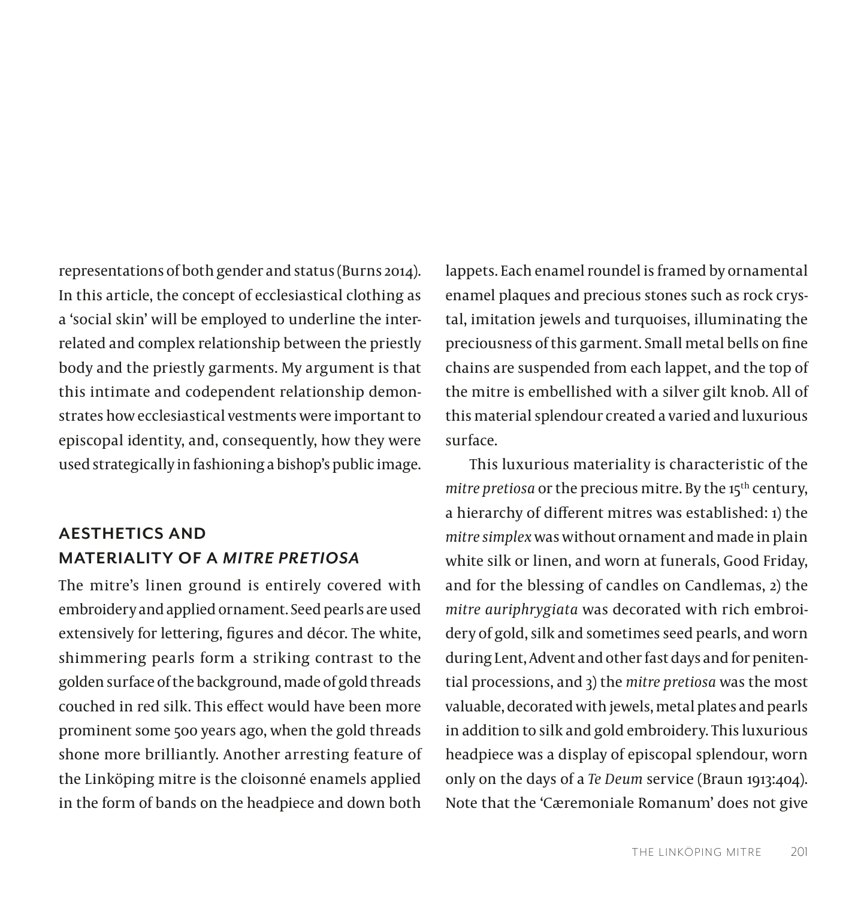representations of both gender and status (Burns 2014). In this article, the concept of ecclesiastical clothing as a 'social skin' will be employed to underline the interrelated and complex relationship between the priestly body and the priestly garments. My argument is that this intimate and codependent relationship demonstrates how ecclesiastical vestments were important to episcopal identity, and, consequently, how they were used strategically in fashioning a bishop's public image.

## AESTHETICS AND MATERIALITY OF A *MITRE PRETIOSA*

The mitre's linen ground is entirely covered with embroidery and applied ornament. Seed pearls are used extensively for lettering, figures and décor. The white, shimmering pearls form a striking contrast to the golden surface of the background, made of gold threads couched in red silk. This effect would have been more prominent some 500 years ago, when the gold threads shone more brilliantly. Another arresting feature of the Linköping mitre is the cloisonné enamels applied in the form of bands on the headpiece and down both lappets. Each enamel roundel is framed by ornamental enamel plaques and precious stones such as rock crystal, imitation jewels and turquoises, illuminating the preciousness of this garment. Small metal bells on fine chains are suspended from each lappet, and the top of the mitre is embellished with a silver gilt knob. All of this material splendour created a varied and luxurious surface.

This luxurious materiality is characteristic of the *mitre pretiosa* or the precious mitre. By the 15th century, a hierarchy of different mitres was established: 1) the *mitre simplex* was without ornament and made in plain white silk or linen, and worn at funerals, Good Friday, and for the blessing of candles on Candlemas, 2) the *mitre auriphrygiata* was decorated with rich embroidery of gold, silk and sometimes seed pearls, and worn during Lent, Advent and other fast days and for penitential processions, and 3) the *mitre pretiosa* was the most valuable, decorated with jewels, metal plates and pearls in addition to silk and gold embroidery. This luxurious headpiece was a display of episcopal splendour, worn only on the days of a *Te Deum* service (Braun 1913:404). Note that the 'Cæremoniale Romanum' does not give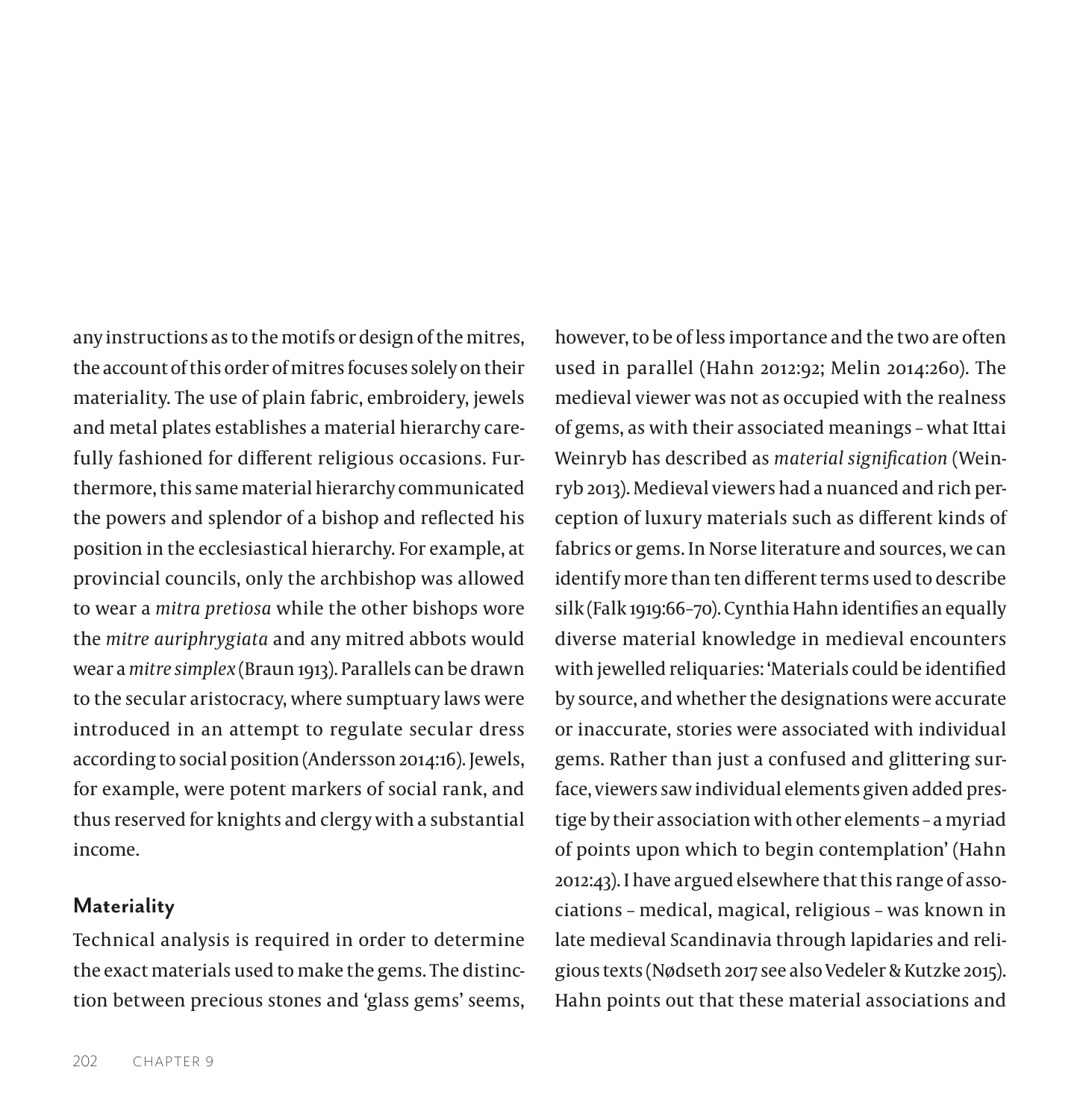any instructions as to the motifs or design of the mitres, the account of this order of mitres focuses solely on their materiality. The use of plain fabric, embroidery, jewels and metal plates establishes a material hierarchy carefully fashioned for different religious occasions. Furthermore, this same material hierarchy communicated the powers and splendor of a bishop and reflected his position in the ecclesiastical hierarchy. For example, at provincial councils, only the archbishop was allowed to wear a *mitra pretiosa* while the other bishops wore the *mitre auriphrygiata* and any mitred abbots would wear a *mitre simplex* (Braun 1913). Parallels can be drawn to the secular aristocracy, where sumptuary laws were introduced in an attempt to regulate secular dress according to social position (Andersson 2014:16). Jewels, for example, were potent markers of social rank, and thus reserved for knights and clergy with a substantial income.

## Materiality

Technical analysis is required in order to determine the exact materials used to make the gems. The distinction between precious stones and 'glass gems' seems, however, to be of less importance and the two are often used in parallel (Hahn 2012:92; Melin 2014:260). The medieval viewer was not as occupied with the realness of gems, as with their associated meanings – what Ittai Weinryb has described as *material signification* (Weinryb 2013). Medieval viewers had a nuanced and rich perception of luxury materials such as different kinds of fabrics or gems. In Norse literature and sources, we can identify more than ten different terms used to describe silk (Falk 1919:66–70). Cynthia Hahn identifies an equally diverse material knowledge in medieval encounters with jewelled reliquaries: 'Materials could be identified by source, and whether the designations were accurate or inaccurate, stories were associated with individual gems. Rather than just a confused and glittering surface, viewers saw individual elements given added prestige by their association with other elements – a myriad of points upon which to begin contemplation' (Hahn 2012:43). I have argued elsewhere that this range of associations – medical, magical, religious – was known in late medieval Scandinavia through lapidaries and religious texts (Nødseth 2017 see also Vedeler & Kutzke 2015). Hahn points out that these material associations and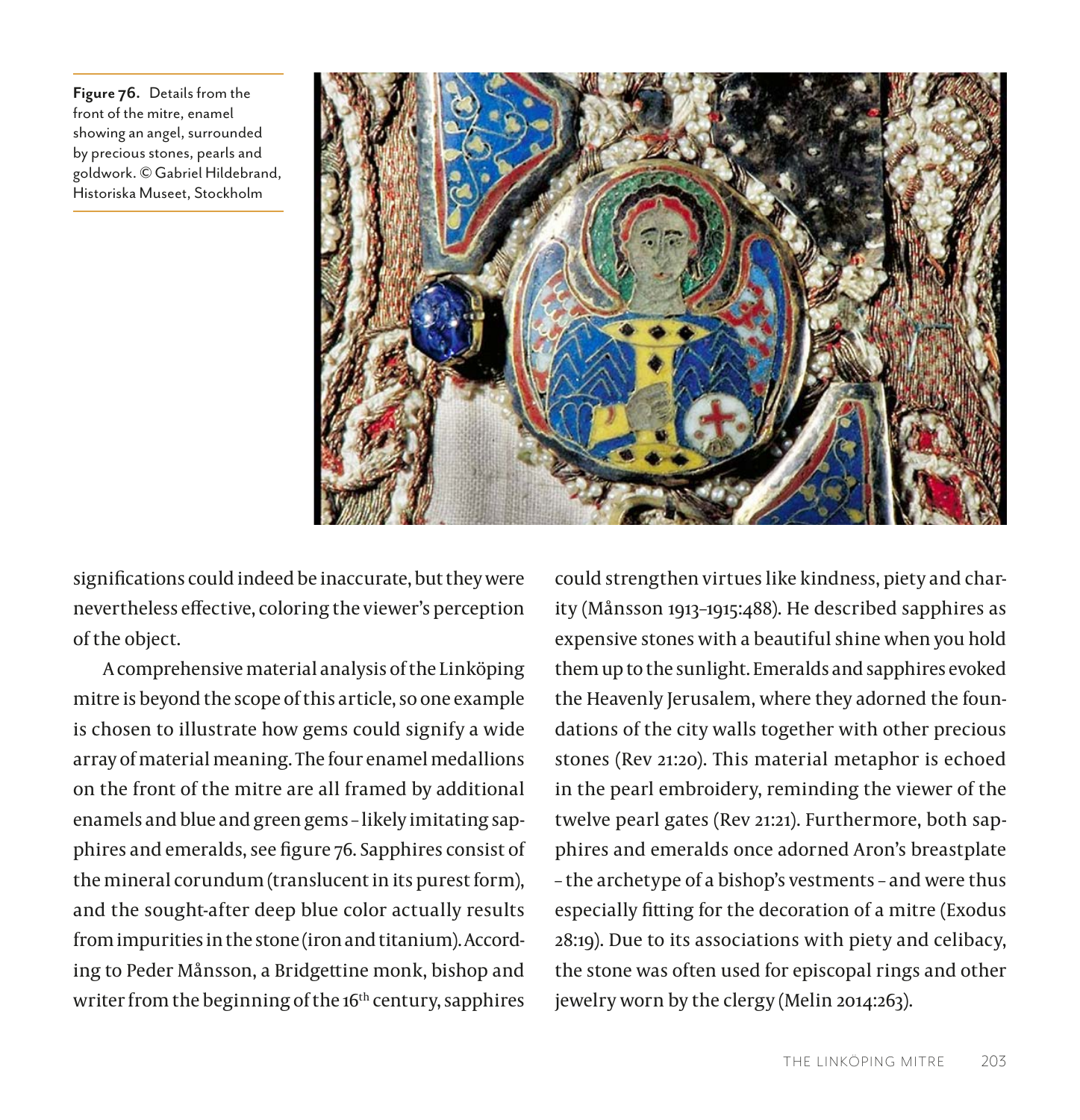**Figure 76.** Details from the front of the mitre, enamel showing an angel, surrounded by precious stones, pearls and goldwork. © Gabriel Hildebrand, Historiska Museet, Stockholm

significations could indeed be inaccurate, but they were nevertheless effective, coloring the viewer's perception of the object.

A comprehensive material analysis of the Linköping mitre is beyond the scope of this article, so one example is chosen to illustrate how gems could signify a wide array of material meaning. The four enamel medallions on the front of the mitre are all framed by additional enamels and blue and green gems – likely imitating sapphires and emeralds, see figure 76. Sapphires consist of the mineral corundum (translucent in its purest form), and the sought-after deep blue color actually results from impurities in the stone (iron and titanium). According to Peder Månsson, a Bridgettine monk, bishop and writer from the beginning of the 16th century, sapphires could strengthen virtues like kindness, piety and charity (Månsson 1913–1915:488). He described sapphires as expensive stones with a beautiful shine when you hold them up to the sunlight. Emeralds and sapphires evoked the Heavenly Jerusalem, where they adorned the foundations of the city walls together with other precious stones (Rev 21:20). This material metaphor is echoed in the pearl embroidery, reminding the viewer of the twelve pearl gates (Rev 21:21). Furthermore, both sapphires and emeralds once adorned Aron's breastplate – the archetype of a bishop's vestments – and were thus especially fitting for the decoration of a mitre (Exodus 28:19). Due to its associations with piety and celibacy, the stone was often used for episcopal rings and other jewelry worn by the clergy (Melin 2014:263).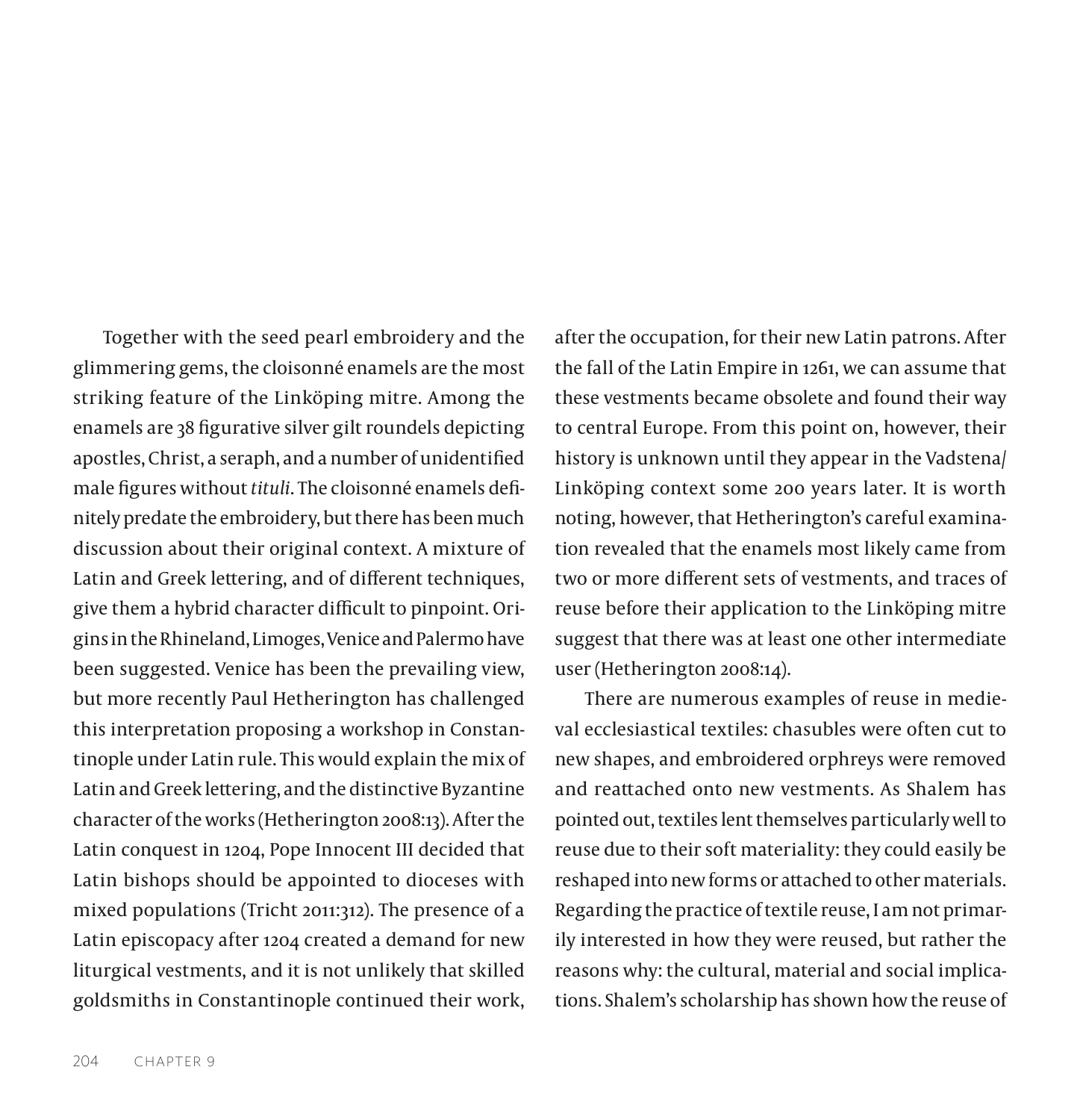Together with the seed pearl embroidery and the glimmering gems, the cloisonné enamels are the most striking feature of the Linköping mitre. Among the enamels are 38 figurative silver gilt roundels depicting apostles, Christ, a seraph, and a number of unidentified male figures without *tituli*. The cloisonné enamels definitely predate the embroidery, but there has been much discussion about their original context. A mixture of Latin and Greek lettering, and of different techniques, give them a hybrid character difficult to pinpoint. Origins in the Rhineland, Limoges, Venice and Palermo have been suggested. Venice has been the prevailing view, but more recently Paul Hetherington has challenged this interpretation proposing a workshop in Constantinople under Latin rule. This would explain the mix of Latin and Greek lettering, and the distinctive Byzantine character of the works (Hetherington 2008:13). After the Latin conquest in 1204, Pope Innocent III decided that Latin bishops should be appointed to dioceses with mixed populations (Tricht 2011:312). The presence of a Latin episcopacy after 1204 created a demand for new liturgical vestments, and it is not unlikely that skilled goldsmiths in Constantinople continued their work, after the occupation, for their new Latin patrons. After the fall of the Latin Empire in 1261, we can assume that these vestments became obsolete and found their way to central Europe. From this point on, however, their history is unknown until they appear in the Vadstena/Linköping context some 200 years later. It is worth noting, however, that Hetherington's careful examination revealed that the enamels most likely came from two or more different sets of vestments, and traces of reuse before their application to the Linköping mitre suggest that there was at least one other intermediate user (Hetherington 2008:14).

There are numerous examples of reuse in medieval ecclesiastical textiles: chasubles were often cut to new shapes, and embroidered orphreys were removed and reattached onto new vestments. As Shalem has pointed out, textiles lent themselves particularly well to reuse due to their soft materiality: they could easily be reshaped into new forms or attached to other materials. Regarding the practice of textile reuse, I am not primarily interested in how they were reused, but rather the reasons why: the cultural, material and social implications. Shalem's scholarship has shown how the reuse of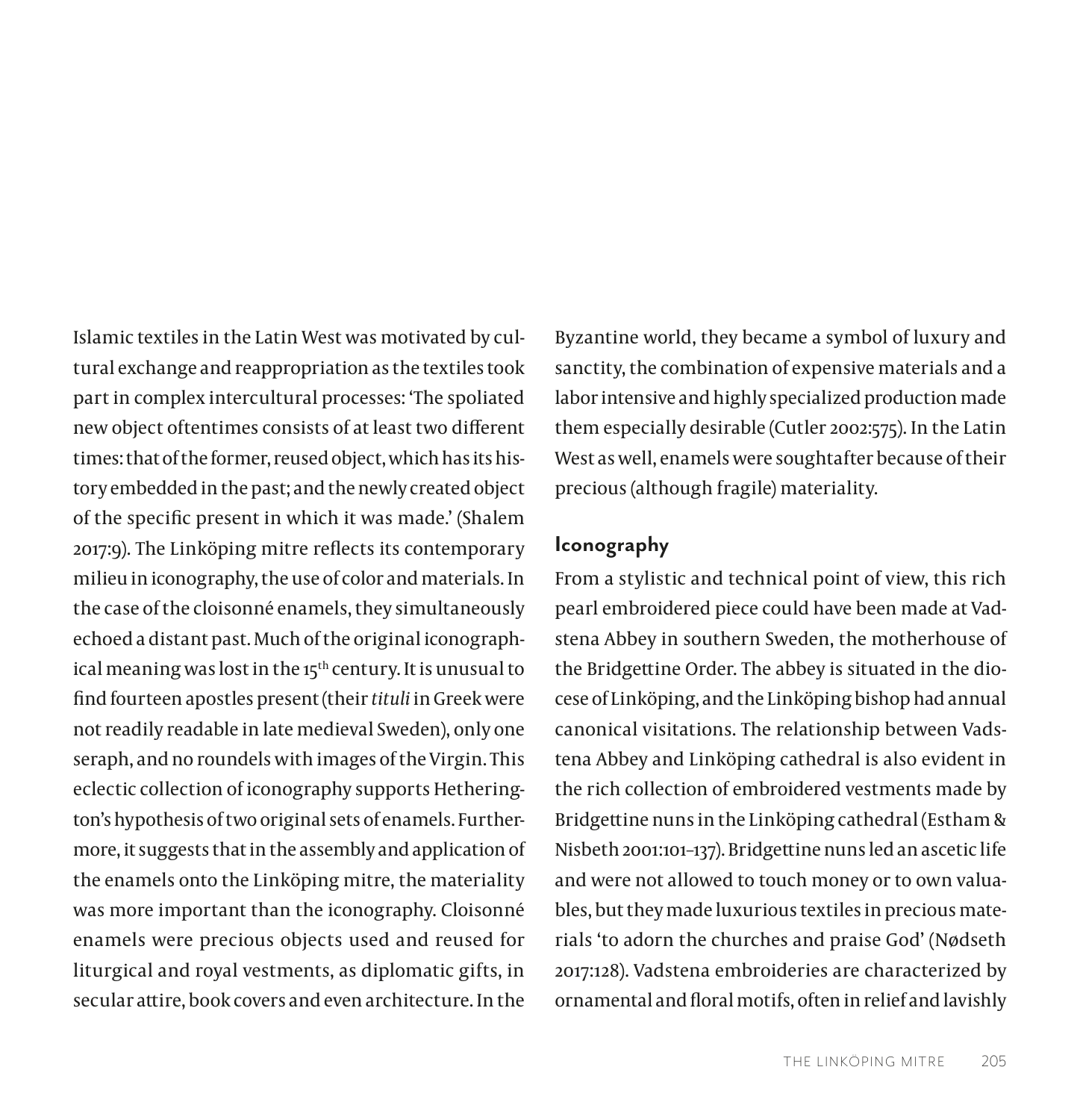Islamic textiles in the Latin West was motivated by cultural exchange and reappropriation as the textiles took part in complex intercultural processes: 'The spoliated new object oftentimes consists of at least two different times: that of the former, reused object, which has its history embedded in the past; and the newly created object of the specific present in which it was made.' (Shalem 2017:9). The Linköping mitre reflects its contemporary milieu in iconography, the use of color and materials. In the case of the cloisonné enamels, they simultaneously echoed a distant past. Much of the original iconographical meaning was lost in the 15th century. It is unusual to find fourteen apostles present (their *tituli* in Greek were not readily readable in late medieval Sweden), only one seraph, and no roundels with images of the Virgin. This eclectic collection of iconography supports Hetherington's hypothesis of two original sets of enamels. Furthermore, it suggests that in the assembly and application of the enamels onto the Linköping mitre, the materiality was more important than the iconography. Cloisonné enamels were precious objects used and reused for liturgical and royal vestments, as diplomatic gifts, in secular attire, book covers and even architecture. In the Byzantine world, they became a symbol of luxury and sanctity, the combination of expensive materials and a labor intensive and highly specialized production made them especially desirable (Cutler 2002:575). In the Latin West as well, enamels were soughtafter because of their precious (although fragile) materiality.

## Iconography

From a stylistic and technical point of view, this rich pearl embroidered piece could have been made at Vadstena Abbey in southern Sweden, the motherhouse of the Bridgettine Order. The abbey is situated in the diocese of Linköping, and the Linköping bishop had annual canonical visitations. The relationship between Vadstena Abbey and Linköping cathedral is also evident in the rich collection of embroidered vestments made by Bridgettine nuns in the Linköping cathedral (Estham & Nisbeth 2001:101–137). Bridgettine nuns led an ascetic life and were not allowed to touch money or to own valuables, but they made luxurious textiles in precious materials 'to adorn the churches and praise God' (Nødseth 2017:128). Vadstena embroideries are characterized by ornamental and floral motifs, often in relief and lavishly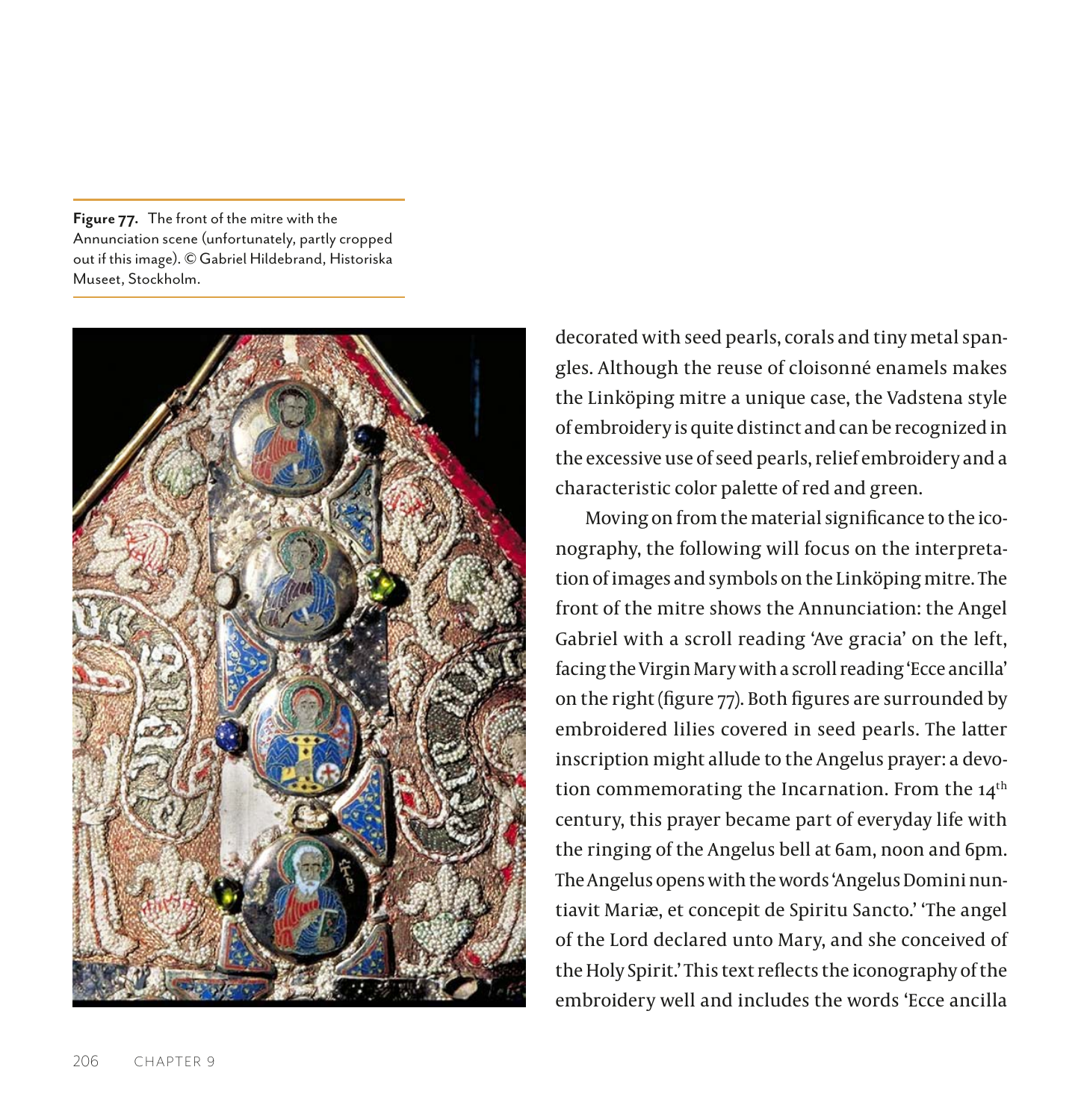**Figure 77.** The front of the mitre with the Annunciation scene (unfortunately, partly cropped out if this image). © Gabriel Hildebrand, Historiska Museet, Stockholm.

decorated with seed pearls, corals and tiny metal spangles. Although the reuse of cloisonné enamels makes the Linköping mitre a unique case, the Vadstena style of embroidery is quite distinct and can be recognized in the excessive use of seed pearls, relief embroidery and a characteristic color palette of red and green.

Moving on from the material significance to the iconography, the following will focus on the interpretation of images and symbols on the Linköping mitre. The front of the mitre shows the Annunciation: the Angel Gabriel with a scroll reading 'Ave gracia' on the left, facing the Virgin Mary with a scroll reading 'Ecce ancilla' on the right (figure 77). Both figures are surrounded by embroidered lilies covered in seed pearls. The latter inscription might allude to the Angelus prayer: a devotion commemorating the Incarnation. From the 14th century, this prayer became part of everyday life with the ringing of the Angelus bell at 6am, noon and 6pm. The Angelus opens with the words 'Angelus Domini nuntiavit Mariæ, et concepit de Spiritu Sancto.' 'The angel of the Lord declared unto Mary, and she conceived of the Holy Spirit.' This text reflects the iconography of the embroidery well and includes the words 'Ecce ancilla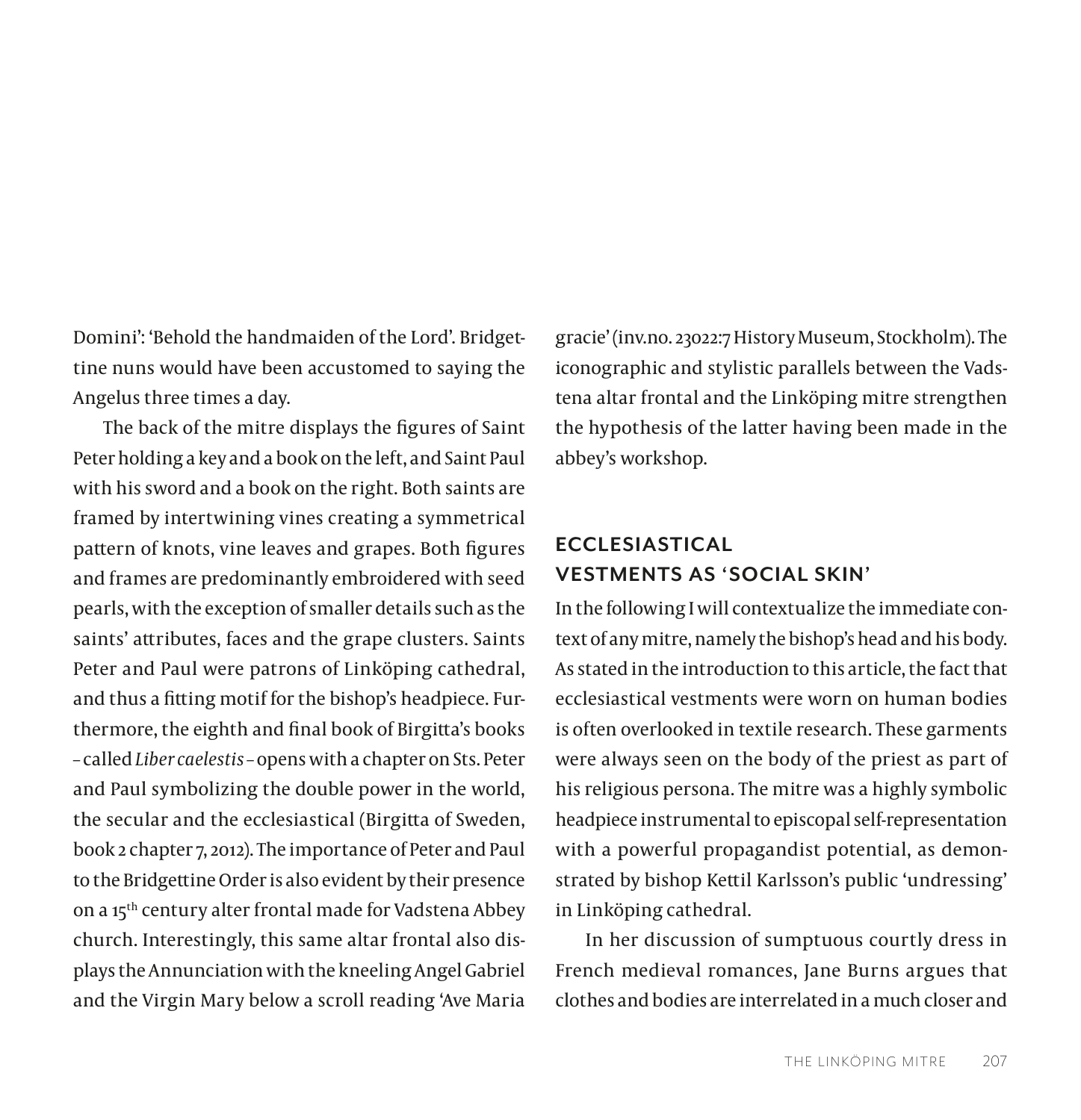Domini': 'Behold the handmaiden of the Lord'. Bridgettine nuns would have been accustomed to saying the Angelus three times a day.

The back of the mitre displays the figures of Saint Peter holding a key and a book on the left, and Saint Paul with his sword and a book on the right. Both saints are framed by intertwining vines creating a symmetrical pattern of knots, vine leaves and grapes. Both figures and frames are predominantly embroidered with seed pearls, with the exception of smaller details such as the saints' attributes, faces and the grape clusters. Saints Peter and Paul were patrons of Linköping cathedral, and thus a fitting motif for the bishop's headpiece. Furthermore, the eighth and final book of Birgitta's books – called *Liber caelestis* – opens with a chapter on Sts. Peter and Paul symbolizing the double power in the world, the secular and the ecclesiastical (Birgitta of Sweden, book 2 chapter 7, 2012). The importance of Peter and Paul to the Bridgettine Order is also evident by their presence on a 15th century alter frontal made for Vadstena Abbey church. Interestingly, this same altar frontal also displays the Annunciation with the kneeling Angel Gabriel and the Virgin Mary below a scroll reading 'Ave Maria gracie' (inv.no. 23022:7 History Museum, Stockholm). The iconographic and stylistic parallels between the Vadstena altar frontal and the Linköping mitre strengthen the hypothesis of the latter having been made in the abbey's workshop.

## ECCLESIASTICAL VESTMENTS AS 'SOCIAL SKIN'

In the following I will contextualize the immediate context of any mitre, namely the bishop's head and his body. As stated in the introduction to this article, the fact that ecclesiastical vestments were worn on human bodies is often overlooked in textile research. These garments were always seen on the body of the priest as part of his religious persona. The mitre was a highly symbolic headpiece instrumental to episcopal self-representation with a powerful propagandist potential, as demonstrated by bishop Kettil Karlsson's public 'undressing' in Linköping cathedral.

In her discussion of sumptuous courtly dress in French medieval romances, Jane Burns argues that clothes and bodies are interrelated in a much closer and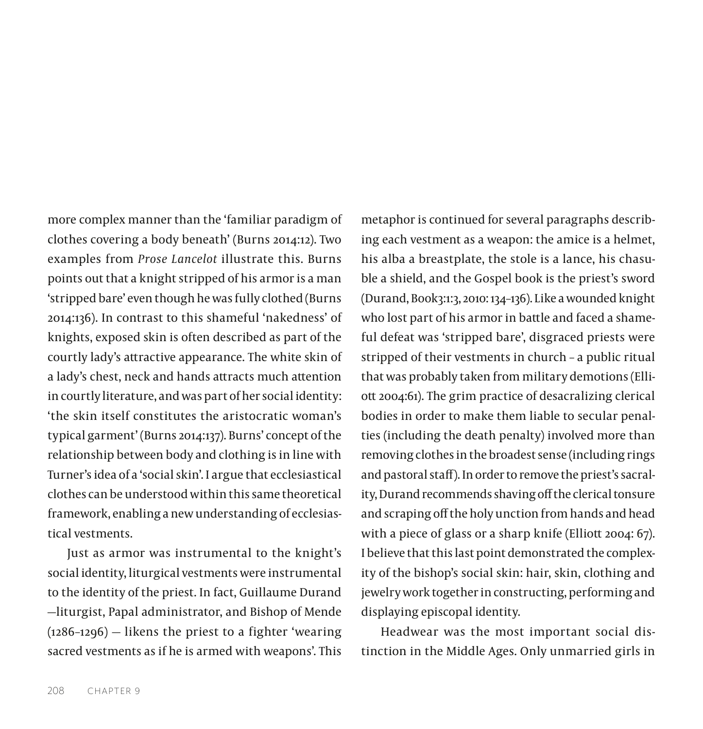more complex manner than the 'familiar paradigm of clothes covering a body beneath' (Burns 2014:12). Two examples from *Prose Lancelot* illustrate this. Burns points out that a knight stripped of his armor is a man 'stripped bare' even though he was fully clothed (Burns 2014:136). In contrast to this shameful 'nakedness' of knights, exposed skin is often described as part of the courtly lady's attractive appearance. The white skin of a lady's chest, neck and hands attracts much attention in courtly literature, and was part of her social identity: 'the skin itself constitutes the aristocratic woman's typical garment' (Burns 2014:137). Burns' concept of the relationship between body and clothing is in line with Turner's idea of a 'social skin'. I argue that ecclesiastical clothes can be understood within this same theoretical framework, enabling a new understanding of ecclesiastical vestments.

Just as armor was instrumental to the knight's social identity, liturgical vestments were instrumental to the identity of the priest. In fact, Guillaume Durand —liturgist, Papal administrator, and Bishop of Mende (1286–1296) — likens the priest to a fighter 'wearing sacred vestments as if he is armed with weapons'. This metaphor is continued for several paragraphs describing each vestment as a weapon: the amice is a helmet, his alba a breastplate, the stole is a lance, his chasuble a shield, and the Gospel book is the priest's sword (Durand, Book3:1:3, 2010: 134–136). Like a wounded knight who lost part of his armor in battle and faced a shameful defeat was 'stripped bare', disgraced priests were stripped of their vestments in church – a public ritual that was probably taken from military demotions (Elliott 2004:61). The grim practice of desacralizing clerical bodies in order to make them liable to secular penalties (including the death penalty) involved more than removing clothes in the broadest sense (including rings and pastoral staff). In order to remove the priest's sacrality, Durand recommends shaving off the clerical tonsure and scraping off the holy unction from hands and head with a piece of glass or a sharp knife (Elliott 2004: 67). I believe that this last point demonstrated the complexity of the bishop's social skin: hair, skin, clothing and jewelry work together in constructing, performing and displaying episcopal identity.

Headwear was the most important social distinction in the Middle Ages. Only unmarried girls in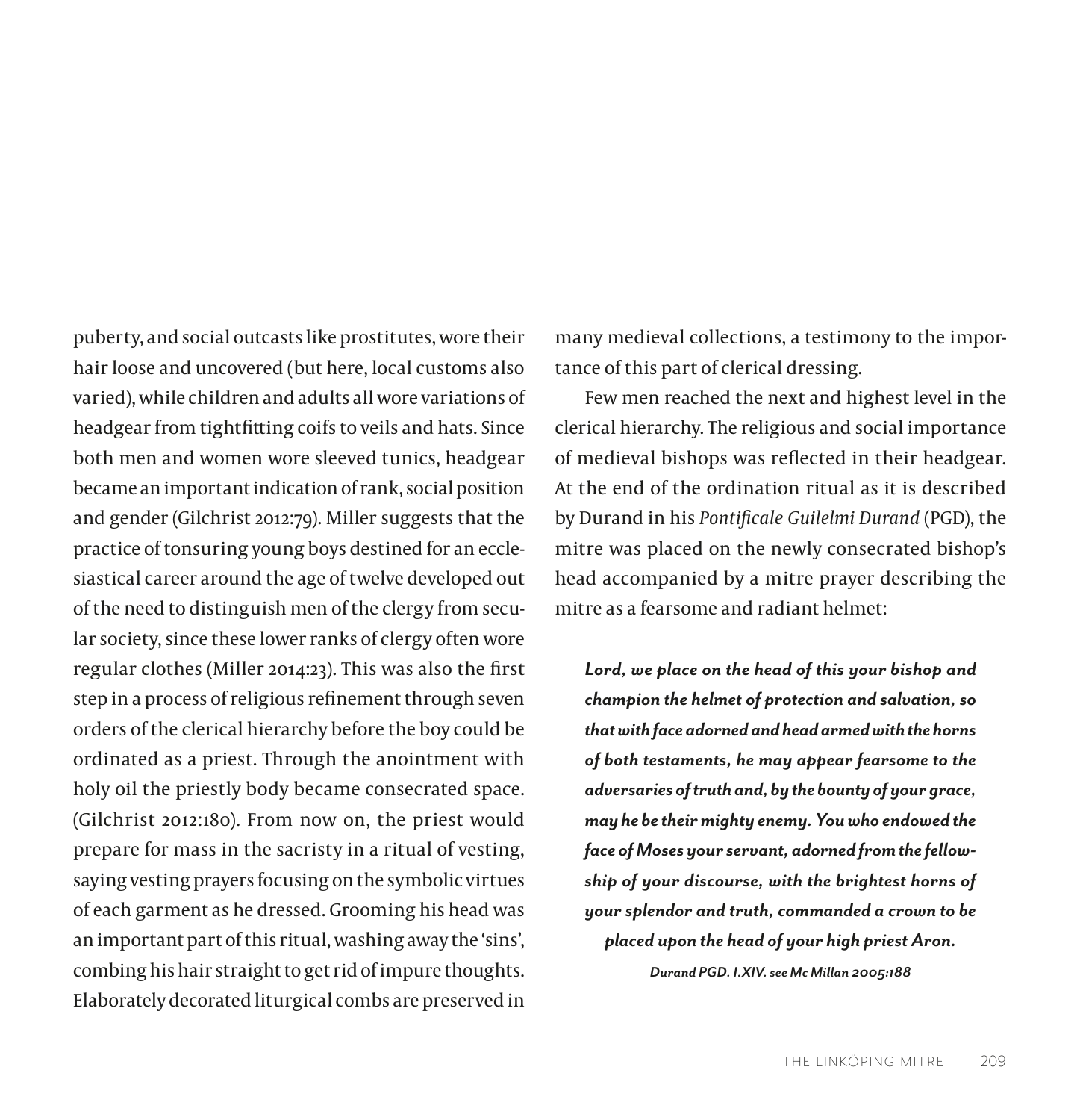puberty, and social outcasts like prostitutes, wore their hair loose and uncovered (but here, local customs also varied), while children and adults all wore variations of headgear from tightfitting coifs to veils and hats. Since both men and women wore sleeved tunics, headgear became an important indication of rank, social position and gender (Gilchrist 2012:79). Miller suggests that the practice of tonsuring young boys destined for an ecclesiastical career around the age of twelve developed out of the need to distinguish men of the clergy from secular society, since these lower ranks of clergy often wore regular clothes (Miller 2014:23). This was also the first step in a process of religious refinement through seven orders of the clerical hierarchy before the boy could be ordinated as a priest. Through the anointment with holy oil the priestly body became consecrated space. (Gilchrist 2012:180). From now on, the priest would prepare for mass in the sacristy in a ritual of vesting, saying vesting prayers focusing on the symbolic virtues of each garment as he dressed. Grooming his head was an important part of this ritual, washing away the 'sins', combing his hair straight to get rid of impure thoughts. Elaborately decorated liturgical combs are preserved in many medieval collections, a testimony to the importance of this part of clerical dressing.

Few men reached the next and highest level in the clerical hierarchy. The religious and social importance of medieval bishops was reflected in their headgear. At the end of the ordination ritual as it is described by Durand in his *Pontificale Guilelmi Durand* (PGD), the mitre was placed on the newly consecrated bishop's head accompanied by a mitre prayer describing the mitre as a fearsome and radiant helmet:

> ***Lord, we place on the head of this your bishop and champion the helmet of protection and salvation, so that with face adorned and head armed with the horns of both testaments, he may appear fearsome to the adversaries of truth and, by the bounty of your grace, may he be their mighty enemy. You who endowed the face of Moses your servant, adorned from the fellowship of your discourse, with the brightest horns of your splendor and truth, commanded a crown to be placed upon the head of your high priest Aron.***
>
> ***Durand PGD. I.XIV. see Mc Millan 2005:188***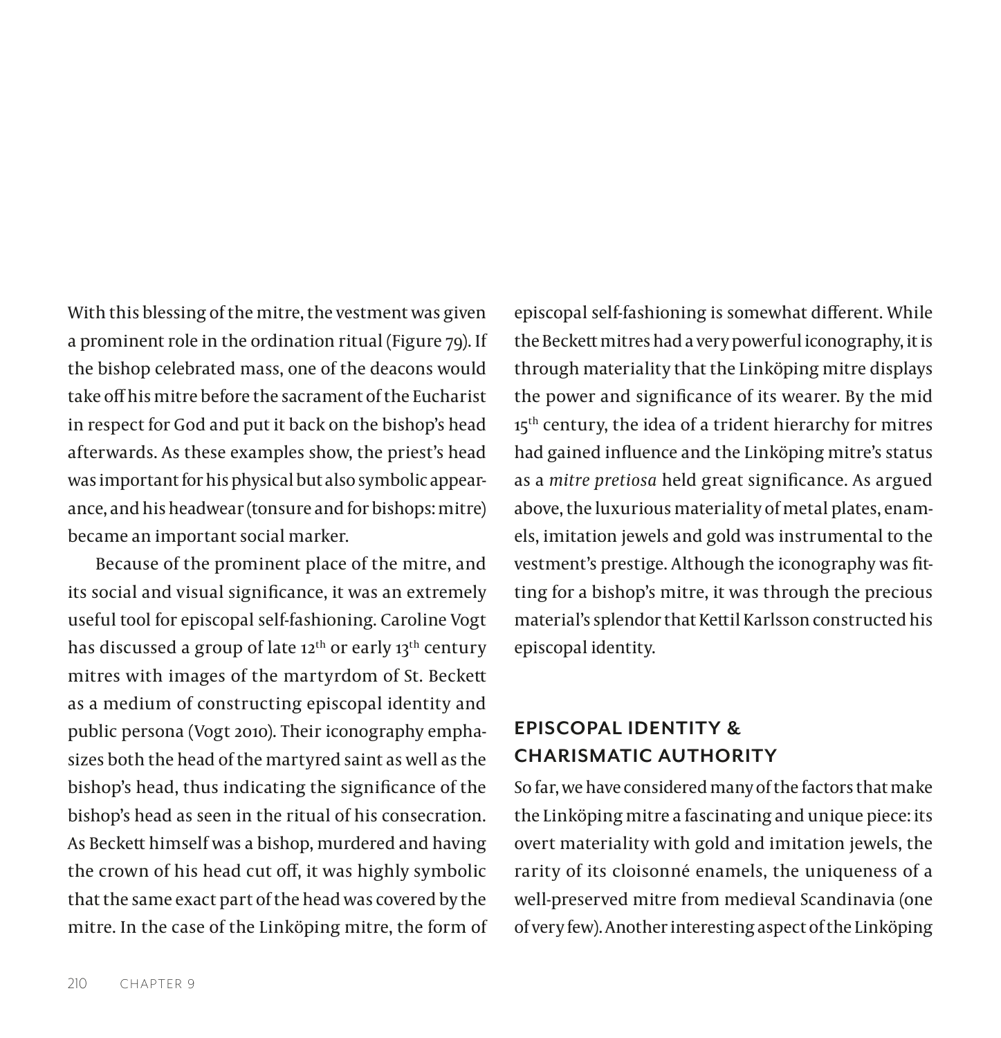With this blessing of the mitre, the vestment was given a prominent role in the ordination ritual (Figure 79). If the bishop celebrated mass, one of the deacons would take off his mitre before the sacrament of the Eucharist in respect for God and put it back on the bishop's head afterwards. As these examples show, the priest's head was important for his physical but also symbolic appearance, and his headwear (tonsure and for bishops: mitre) became an important social marker.

Because of the prominent place of the mitre, and its social and visual significance, it was an extremely useful tool for episcopal self-fashioning. Caroline Vogt has discussed a group of late 12th or early 13th century mitres with images of the martyrdom of St. Beckett as a medium of constructing episcopal identity and public persona (Vogt 2010). Their iconography emphasizes both the head of the martyred saint as well as the bishop's head, thus indicating the significance of the bishop's head as seen in the ritual of his consecration. As Beckett himself was a bishop, murdered and having the crown of his head cut off, it was highly symbolic that the same exact part of the head was covered by the mitre. In the case of the Linköping mitre, the form of episcopal self-fashioning is somewhat different. While the Beckett mitres had a very powerful iconography, it is through materiality that the Linköping mitre displays the power and significance of its wearer. By the mid 15th century, the idea of a trident hierarchy for mitres had gained influence and the Linköping mitre's status as a *mitre pretiosa* held great significance. As argued above, the luxurious materiality of metal plates, enamels, imitation jewels and gold was instrumental to the vestment's prestige. Although the iconography was fitting for a bishop's mitre, it was through the precious material's splendor that Kettil Karlsson constructed his episcopal identity.

## EPISCOPAL IDENTITY & CHARISMATIC AUTHORITY

So far, we have considered many of the factors that make the Linköping mitre a fascinating and unique piece: its overt materiality with gold and imitation jewels, the rarity of its cloisonné enamels, the uniqueness of a well-preserved mitre from medieval Scandinavia (one of very few). Another interesting aspect of the Linköping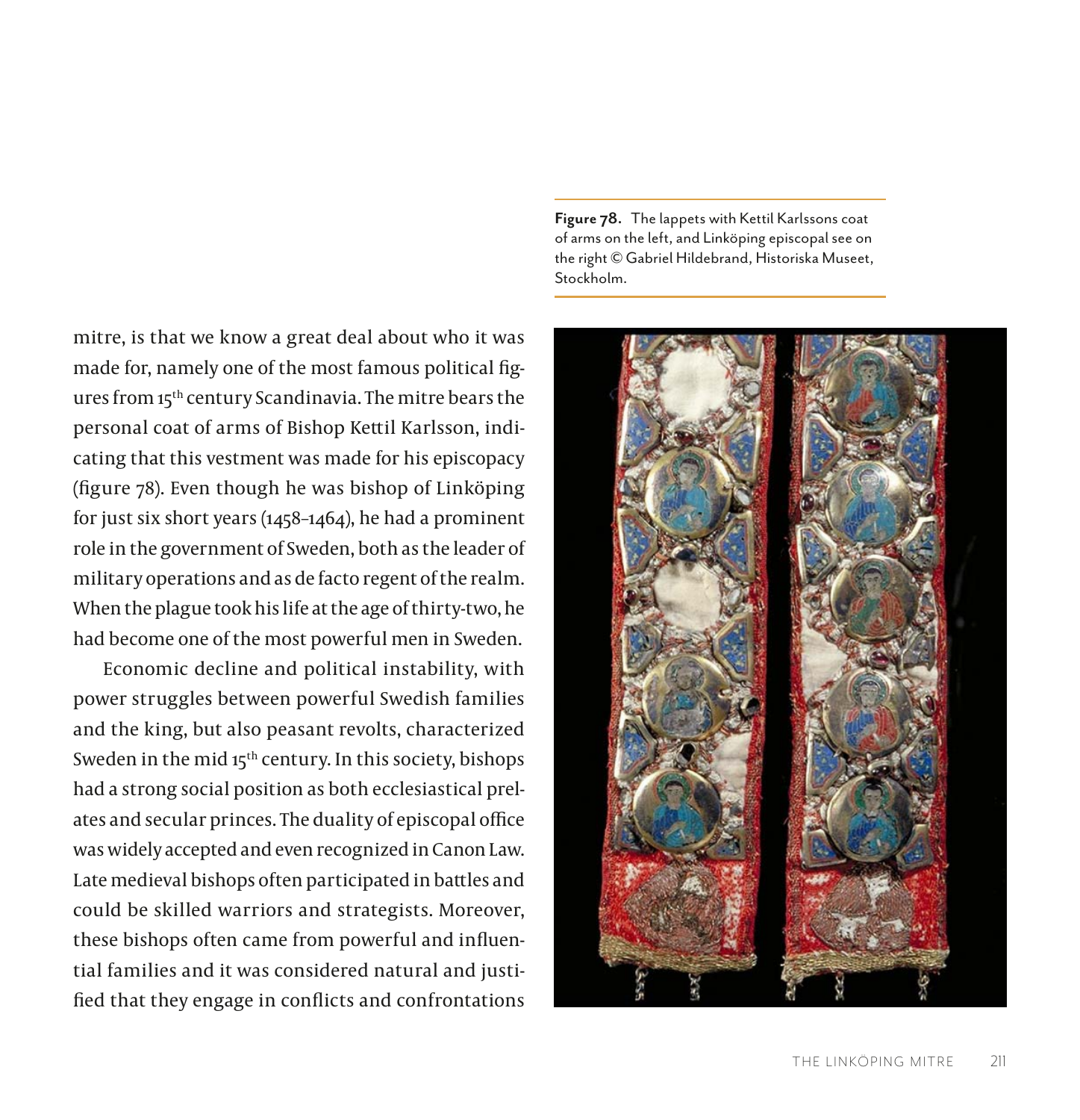Figure 78. The lappets with Kettil Karlssons coat of arms on the left, and Linköping episcopal see on the right © Gabriel Hildebrand, Historiska Museet, Stockholm.

mitre, is that we know a great deal about who it was made for, namely one of the most famous political figures from 15th century Scandinavia. The mitre bears the personal coat of arms of Bishop Kettil Karlsson, indicating that this vestment was made for his episcopacy (figure 78). Even though he was bishop of Linköping for just six short years (1458–1464), he had a prominent role in the government of Sweden, both as the leader of military operations and as de facto regent of the realm. When the plague took his life at the age of thirty-two, he had become one of the most powerful men in Sweden.

Economic decline and political instability, with power struggles between powerful Swedish families and the king, but also peasant revolts, characterized Sweden in the mid 15th century. In this society, bishops had a strong social position as both ecclesiastical prelates and secular princes. The duality of episcopal office was widely accepted and even recognized in Canon Law. Late medieval bishops often participated in battles and could be skilled warriors and strategists. Moreover, these bishops often came from powerful and influential families and it was considered natural and justified that they engage in conflicts and confrontations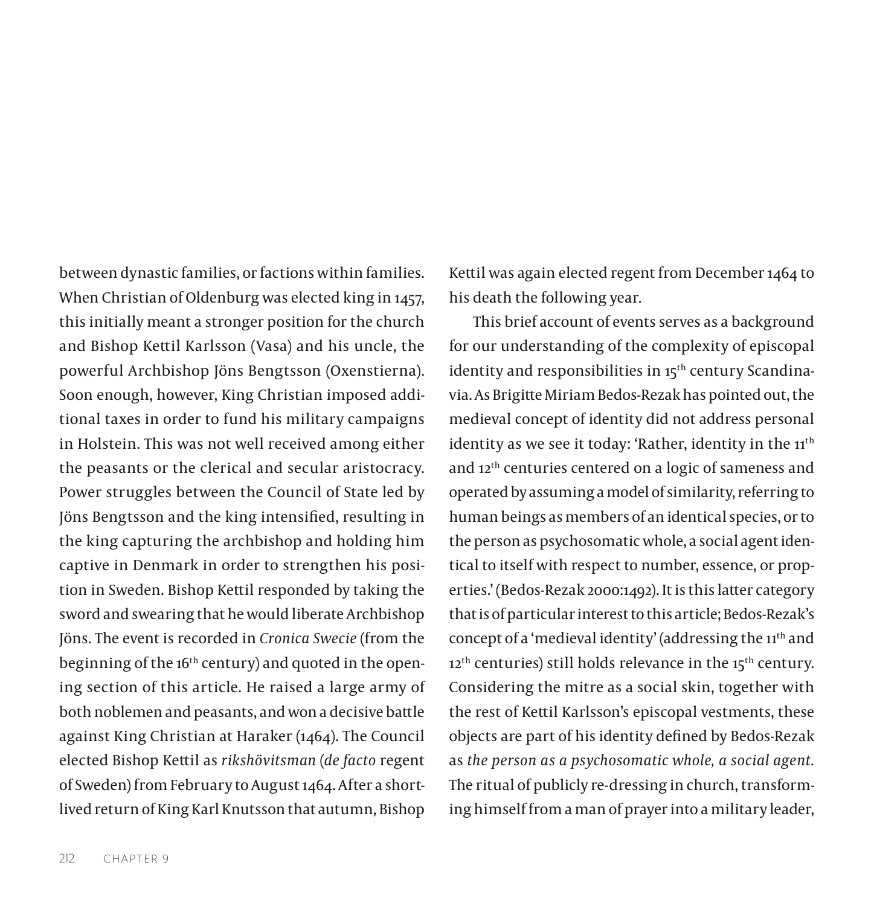between dynastic families, or factions within families. When Christian of Oldenburg was elected king in 1457, this initially meant a stronger position for the church and Bishop Kettil Karlsson (Vasa) and his uncle, the powerful Archbishop Jöns Bengtsson (Oxenstierna). Soon enough, however, King Christian imposed additional taxes in order to fund his military campaigns in Holstein. This was not well received among either the peasants or the clerical and secular aristocracy. Power struggles between the Council of State led by Jöns Bengtsson and the king intensified, resulting in the king capturing the archbishop and holding him captive in Denmark in order to strengthen his position in Sweden. Bishop Kettil responded by taking the sword and swearing that he would liberate Archbishop Jöns. The event is recorded in *Cronica Swecie* (from the beginning of the 16th century) and quoted in the opening section of this article. He raised a large army of both noblemen and peasants, and won a decisive battle against King Christian at Haraker (1464). The Council elected Bishop Kettil as *rikshövitsman* (*de facto* regent of Sweden) from February to August 1464. After a short-lived return of King Karl Knutsson that autumn, Bishop Kettil was again elected regent from December 1464 to his death the following year.

This brief account of events serves as a background for our understanding of the complexity of episcopal identity and responsibilities in 15th century Scandinavia. As Brigitte Miriam Bedos-Rezak has pointed out, the medieval concept of identity did not address personal identity as we see it today: 'Rather, identity in the 11th and 12th centuries centered on a logic of sameness and operated by assuming a model of similarity, referring to human beings as members of an identical species, or to the person as psychosomatic whole, a social agent identical to itself with respect to number, essence, or properties.' (Bedos-Rezak 2000:1492). It is this latter category that is of particular interest to this article; Bedos-Rezak's concept of a 'medieval identity' (addressing the 11th and 12th centuries) still holds relevance in the 15th century. Considering the mitre as a social skin, together with the rest of Kettil Karlsson's episcopal vestments, these objects are part of his identity defined by Bedos-Rezak as *the person as a psychosomatic whole, a social agent.* The ritual of publicly re-dressing in church, transforming himself from a man of prayer into a military leader,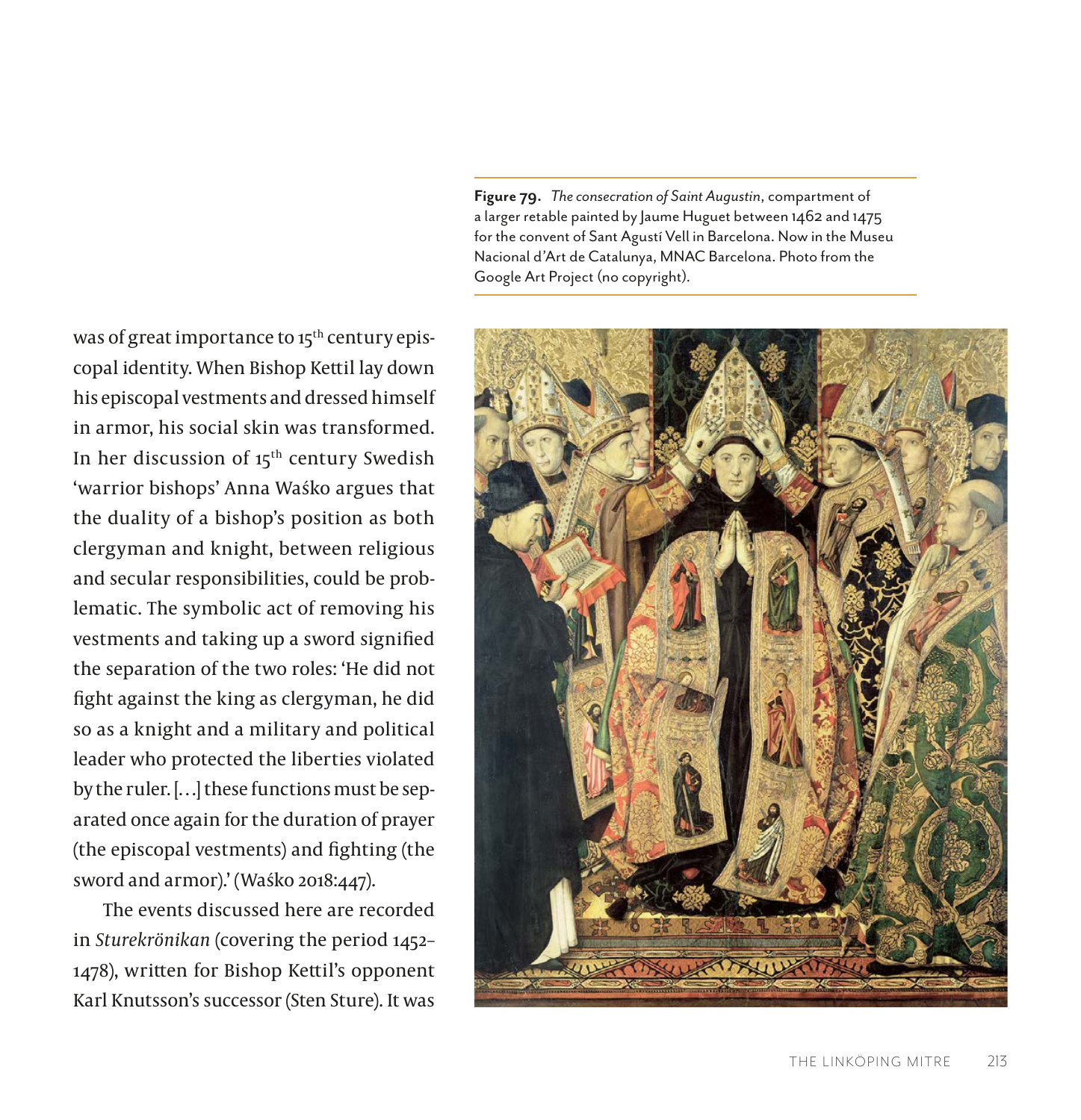**Figure 79.** *The consecration of Saint Augustin*, compartment of a larger retable painted by Jaume Huguet between 1462 and 1475 for the convent of Sant Agustí Vell in Barcelona. Now in the Museu Nacional d'Art de Catalunya, MNAC Barcelona. Photo from the Google Art Project (no copyright).

was of great importance to 15th century episcopal identity. When Bishop Kettil lay down his episcopal vestments and dressed himself in armor, his social skin was transformed. In her discussion of 15th century Swedish 'warrior bishops' Anna Waśko argues that the duality of a bishop's position as both clergyman and knight, between religious and secular responsibilities, could be problematic. The symbolic act of removing his vestments and taking up a sword signified the separation of the two roles: 'He did not fight against the king as clergyman, he did so as a knight and a military and political leader who protected the liberties violated by the ruler. […] these functions must be separated once again for the duration of prayer (the episcopal vestments) and fighting (the sword and armor).' (Waśko 2018:447).

The events discussed here are recorded in *Sturekrönikan* (covering the period 1452–1478), written for Bishop Kettil's opponent Karl Knutsson's successor (Sten Sture). It was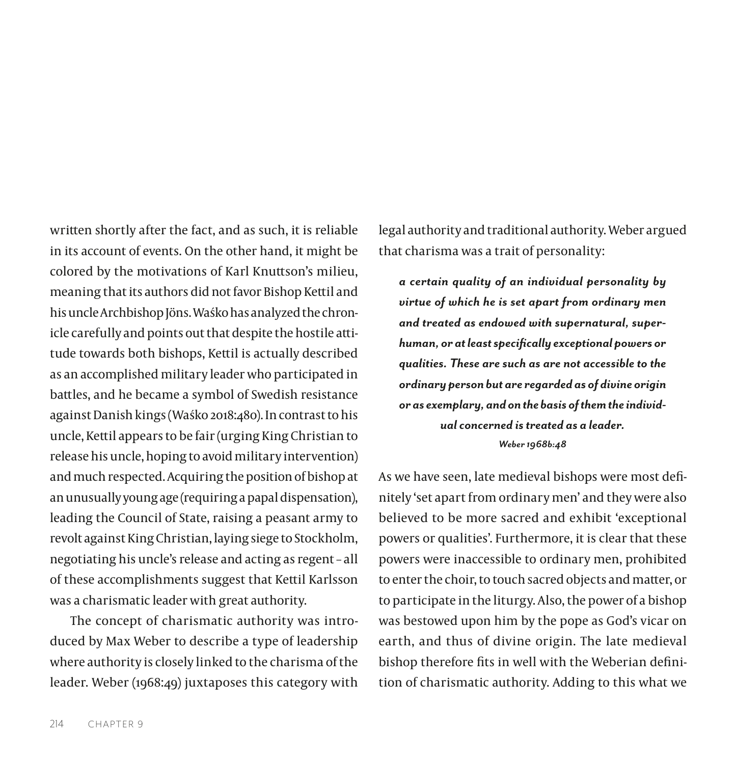written shortly after the fact, and as such, it is reliable in its account of events. On the other hand, it might be colored by the motivations of Karl Knuttson's milieu, meaning that its authors did not favor Bishop Kettil and his uncle Archbishop Jöns. Waśko has analyzed the chronicle carefully and points out that despite the hostile attitude towards both bishops, Kettil is actually described as an accomplished military leader who participated in battles, and he became a symbol of Swedish resistance against Danish kings (Waśko 2018:480). In contrast to his uncle, Kettil appears to be fair (urging King Christian to release his uncle, hoping to avoid military intervention) and much respected. Acquiring the position of bishop at an unusually young age (requiring a papal dispensation), leading the Council of State, raising a peasant army to revolt against King Christian, laying siege to Stockholm, negotiating his uncle's release and acting as regent – all of these accomplishments suggest that Kettil Karlsson was a charismatic leader with great authority.

The concept of charismatic authority was introduced by Max Weber to describe a type of leadership where authority is closely linked to the charisma of the leader. Weber (1968:49) juxtaposes this category with legal authority and traditional authority. Weber argued that charisma was a trait of personality:

> ***a certain quality of an individual personality by virtue of which he is set apart from ordinary men and treated as endowed with supernatural, superhuman, or at least specifically exceptional powers or qualities. These are such as are not accessible to the ordinary person but are regarded as of divine origin or as exemplary, and on the basis of them the individual concerned is treated as a leader.***
>
> *Weber 1968b:48*

As we have seen, late medieval bishops were most definitely 'set apart from ordinary men' and they were also believed to be more sacred and exhibit 'exceptional powers or qualities'. Furthermore, it is clear that these powers were inaccessible to ordinary men, prohibited to enter the choir, to touch sacred objects and matter, or to participate in the liturgy. Also, the power of a bishop was bestowed upon him by the pope as God's vicar on earth, and thus of divine origin. The late medieval bishop therefore fits in well with the Weberian definition of charismatic authority. Adding to this what we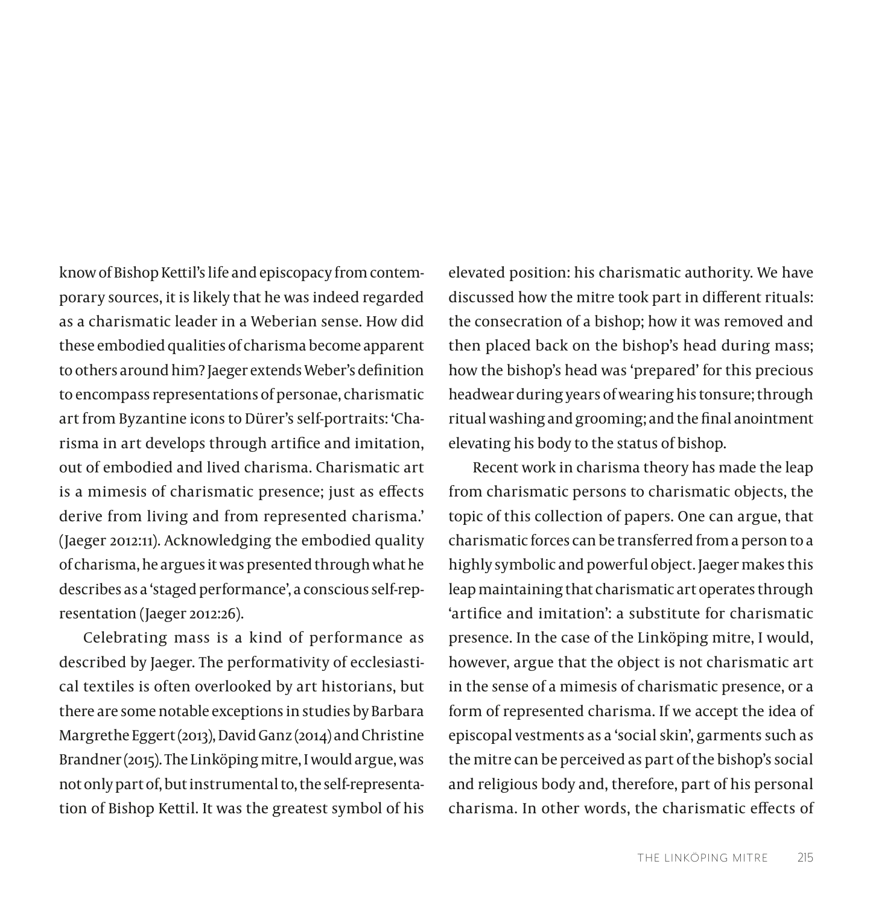know of Bishop Kettil's life and episcopacy from contemporary sources, it is likely that he was indeed regarded as a charismatic leader in a Weberian sense. How did these embodied qualities of charisma become apparent to others around him? Jaeger extends Weber's definition to encompass representations of personae, charismatic art from Byzantine icons to Dürer's self-portraits: 'Charisma in art develops through artifice and imitation, out of embodied and lived charisma. Charismatic art is a mimesis of charismatic presence; just as effects derive from living and from represented charisma.' (Jaeger 2012:11). Acknowledging the embodied quality of charisma, he argues it was presented through what he describes as a 'staged performance', a conscious self-representation (Jaeger 2012:26).

Celebrating mass is a kind of performance as described by Jaeger. The performativity of ecclesiastical textiles is often overlooked by art historians, but there are some notable exceptions in studies by Barbara Margrethe Eggert (2013), David Ganz (2014) and Christine Brandner (2015). The Linköping mitre, I would argue, was not only part of, but instrumental to, the self-representation of Bishop Kettil. It was the greatest symbol of his elevated position: his charismatic authority. We have discussed how the mitre took part in different rituals: the consecration of a bishop; how it was removed and then placed back on the bishop's head during mass; how the bishop's head was 'prepared' for this precious headwear during years of wearing his tonsure; through ritual washing and grooming; and the final anointment elevating his body to the status of bishop.

Recent work in charisma theory has made the leap from charismatic persons to charismatic objects, the topic of this collection of papers. One can argue, that charismatic forces can be transferred from a person to a highly symbolic and powerful object. Jaeger makes this leap maintaining that charismatic art operates through 'artifice and imitation': a substitute for charismatic presence. In the case of the Linköping mitre, I would, however, argue that the object is not charismatic art in the sense of a mimesis of charismatic presence, or a form of represented charisma. If we accept the idea of episcopal vestments as a 'social skin', garments such as the mitre can be perceived as part of the bishop's social and religious body and, therefore, part of his personal charisma. In other words, the charismatic effects of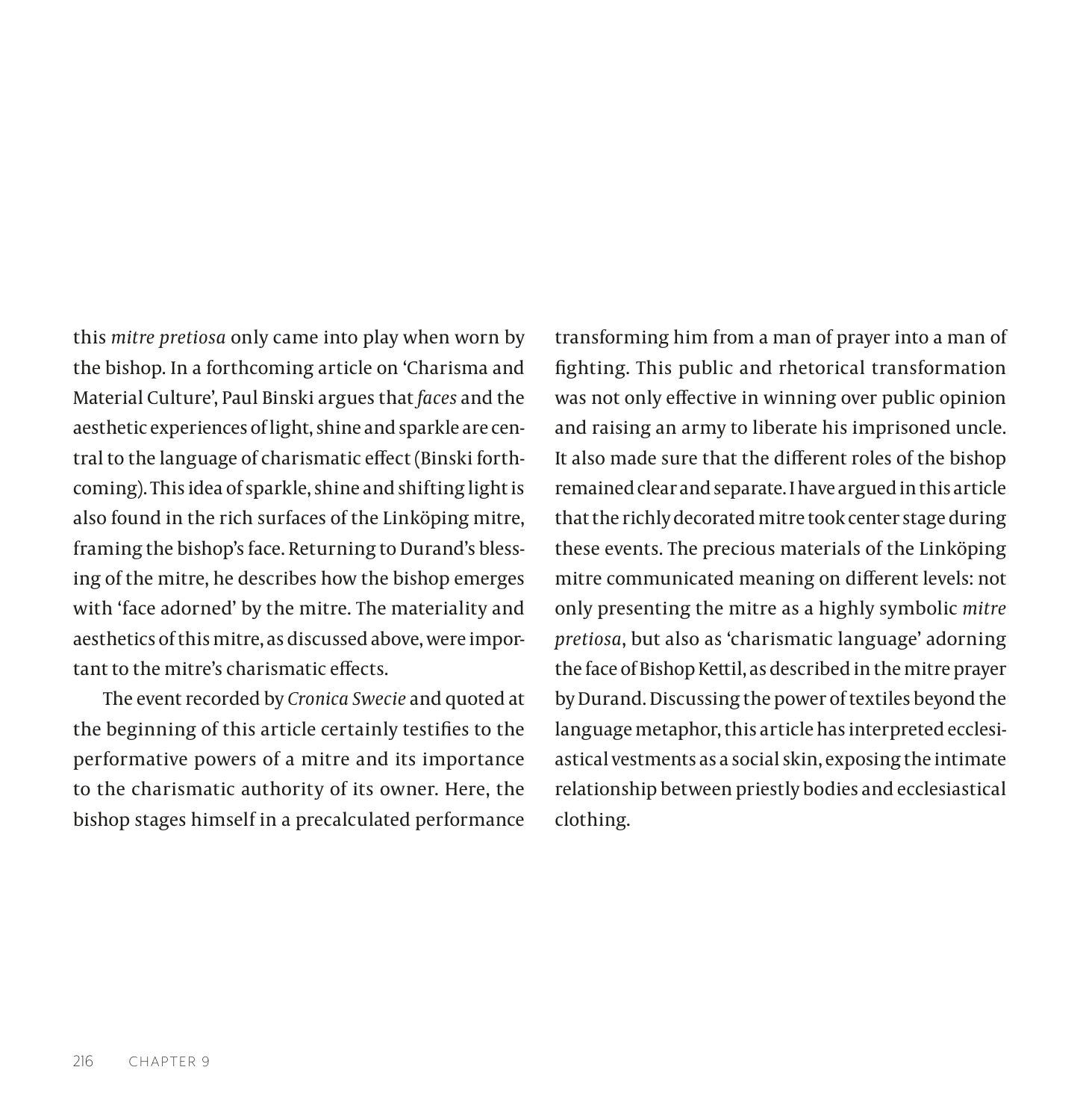this *mitre pretiosa* only came into play when worn by the bishop. In a forthcoming article on 'Charisma and Material Culture', Paul Binski argues that *faces* and the aesthetic experiences of light, shine and sparkle are central to the language of charismatic effect (Binski forthcoming). This idea of sparkle, shine and shifting light is also found in the rich surfaces of the Linköping mitre, framing the bishop's face. Returning to Durand's blessing of the mitre, he describes how the bishop emerges with 'face adorned' by the mitre. The materiality and aesthetics of this mitre, as discussed above, were important to the mitre's charismatic effects.

The event recorded by *Cronica Swecie* and quoted at the beginning of this article certainly testifies to the performative powers of a mitre and its importance to the charismatic authority of its owner. Here, the bishop stages himself in a precalculated performance transforming him from a man of prayer into a man of fighting. This public and rhetorical transformation was not only effective in winning over public opinion and raising an army to liberate his imprisoned uncle. It also made sure that the different roles of the bishop remained clear and separate. I have argued in this article that the richly decorated mitre took center stage during these events. The precious materials of the Linköping mitre communicated meaning on different levels: not only presenting the mitre as a highly symbolic *mitre pretiosa*, but also as 'charismatic language' adorning the face of Bishop Kettil, as described in the mitre prayer by Durand. Discussing the power of textiles beyond the language metaphor, this article has interpreted ecclesiastical vestments as a social skin, exposing the intimate relationship between priestly bodies and ecclesiastical clothing.